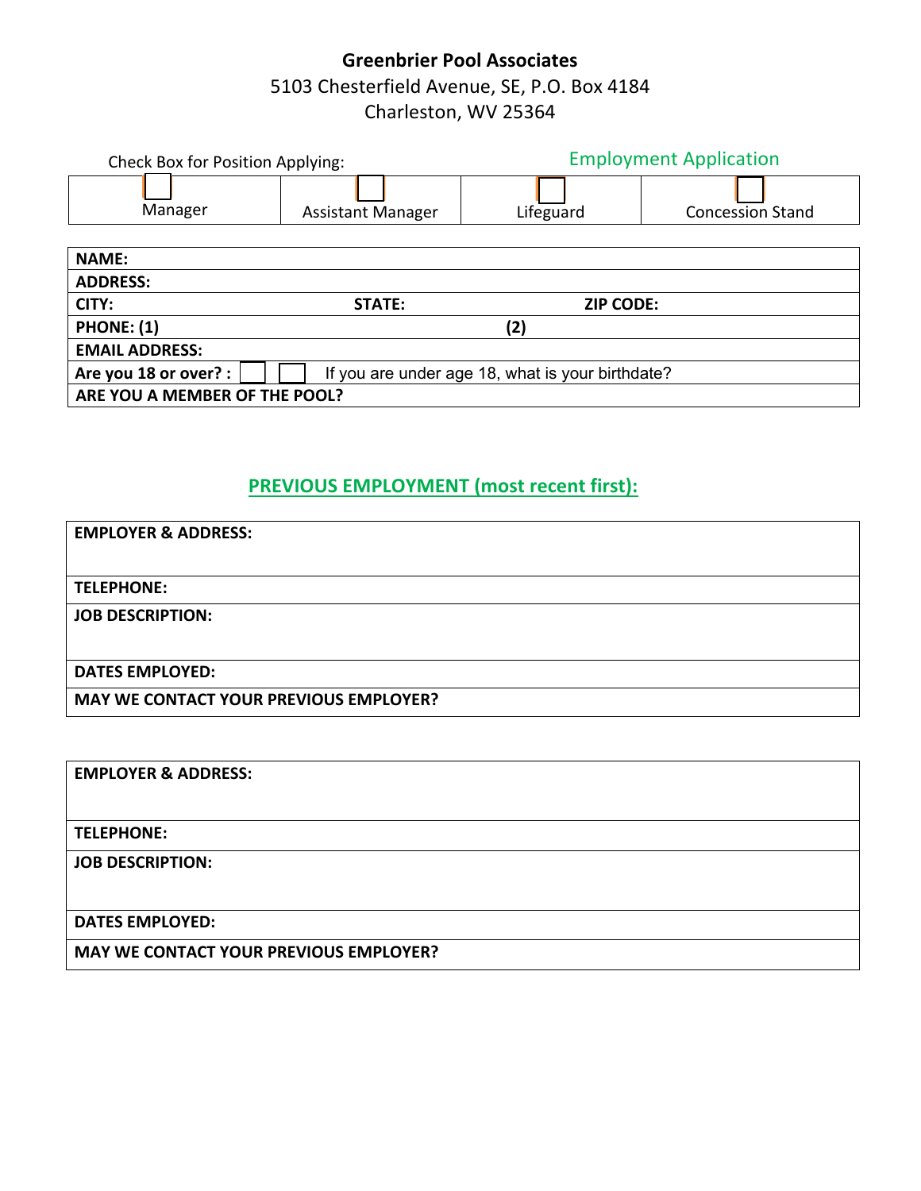**Greenbrier Pool Associates**

5103 Chesterfield Avenue, SE, P.O. Box 4184

Charleston, WV 25364

Check Box for Position Applying:

Employment Application

| ☐ Manager | ☐ Assistant Manager | ☐ Lifeguard | ☐ Concession Stand |
|---|---|---|---|

| | | |
|---|---|---|
| **NAME:** | | |
| **ADDRESS:** | | |
| **CITY:** | **STATE:** | **ZIP CODE:** |
| **PHONE: (1)** | **(2)** | |
| **EMAIL ADDRESS:** | | |
| **Are you 18 or over? :** ☐ ☐ | If you are under age 18, what is your birthdate? | |
| **ARE YOU A MEMBER OF THE POOL?** | | |

## PREVIOUS EMPLOYMENT (most recent first):

| |
|---|
| **EMPLOYER & ADDRESS:** |
| **TELEPHONE:** |
| **JOB DESCRIPTION:** |
| **DATES EMPLOYED:** |
| **MAY WE CONTACT YOUR PREVIOUS EMPLOYER?** |

| |
|---|
| **EMPLOYER & ADDRESS:** |
| **TELEPHONE:** |
| **JOB DESCRIPTION:** |
| **DATES EMPLOYED:** |
| **MAY WE CONTACT YOUR PREVIOUS EMPLOYER?** |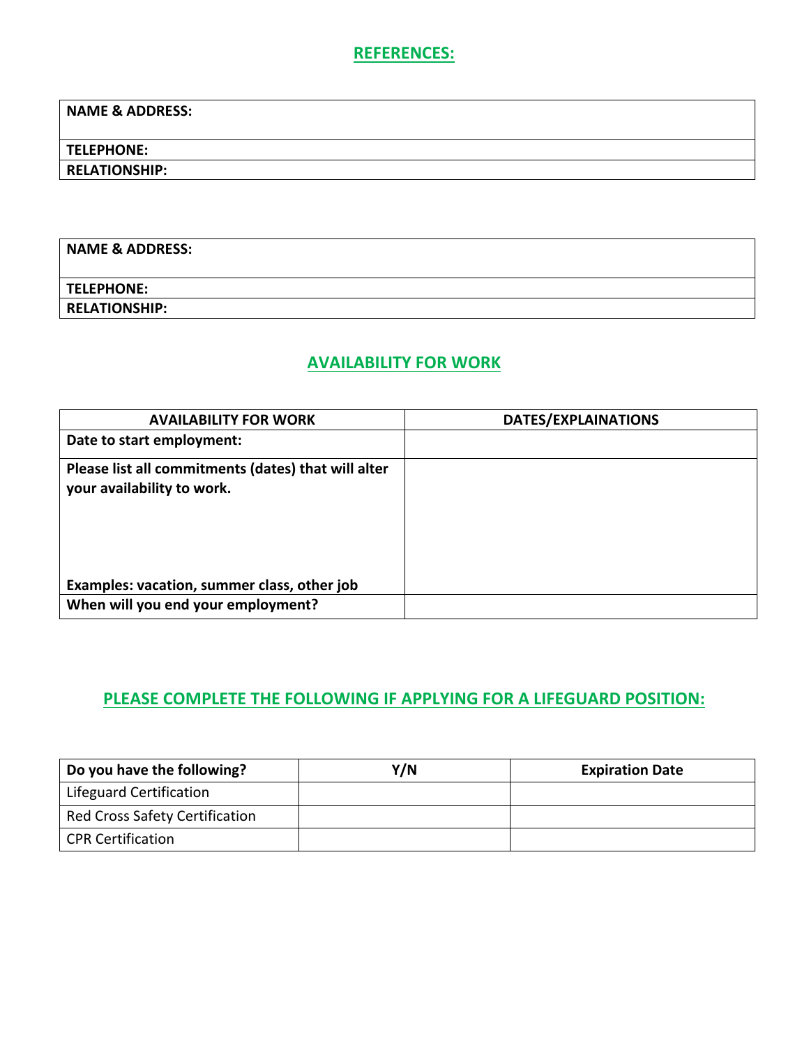## REFERENCES:

| NAME & ADDRESS: |
|---|
| TELEPHONE: |
| RELATIONSHIP: |

| NAME & ADDRESS: |
|---|
| TELEPHONE: |
| RELATIONSHIP: |

## AVAILABILITY FOR WORK

| AVAILABILITY FOR WORK | DATES/EXPLAINATIONS |
|---|---|
| Date to start employment: | |
| Please list all commitments (dates) that will alter your availability to work. Examples: vacation, summer class, other job | |
| When will you end your employment? | |

## PLEASE COMPLETE THE FOLLOWING IF APPLYING FOR A LIFEGUARD POSITION:

| Do you have the following? | Y/N | Expiration Date |
|---|---|---|
| Lifeguard Certification | | |
| Red Cross Safety Certification | | |
| CPR Certification | | |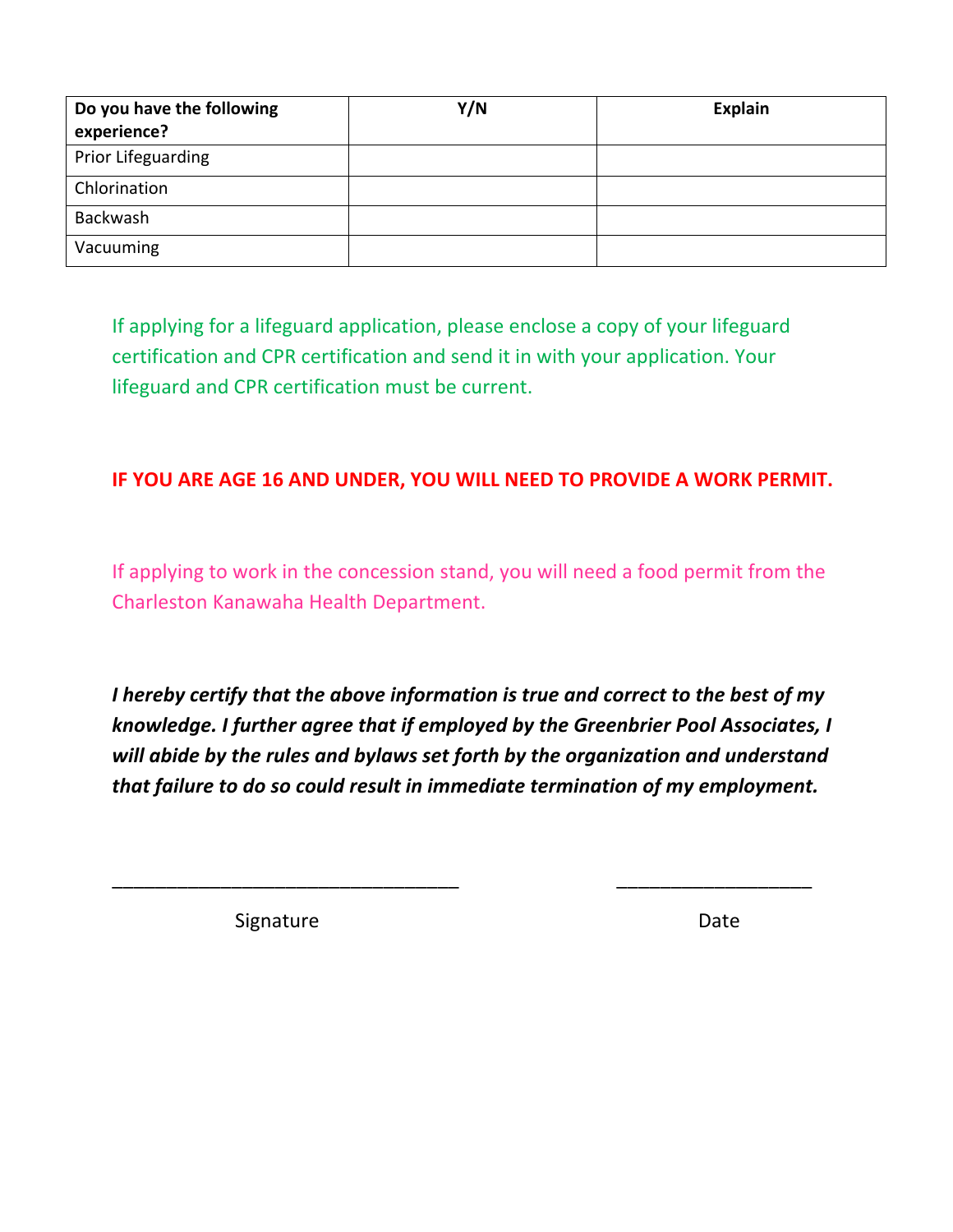| **Do you have the following experience?** | **Y/N** | **Explain** |
| --- | --- | --- |
| Prior Lifeguarding | | |
| Chlorination | | |
| Backwash | | |
| Vacuuming | | |

If applying for a lifeguard application, please enclose a copy of your lifeguard certification and CPR certification and send it in with your application. Your lifeguard and CPR certification must be current.

**IF YOU ARE AGE 16 AND UNDER, YOU WILL NEED TO PROVIDE A WORK PERMIT.**

If applying to work in the concession stand, you will need a food permit from the Charleston Kanawaha Health Department.

***I hereby certify that the above information is true and correct to the best of my knowledge. I further agree that if employed by the Greenbrier Pool Associates, I will abide by the rules and bylaws set forth by the organization and understand that failure to do so could result in immediate termination of my employment.***

_________________________________ &nbsp;&nbsp;&nbsp;&nbsp;&nbsp;&nbsp;&nbsp;&nbsp; ___________________

Signature &nbsp;&nbsp;&nbsp;&nbsp;&nbsp;&nbsp;&nbsp;&nbsp;&nbsp;&nbsp;&nbsp;&nbsp;&nbsp;&nbsp;&nbsp;&nbsp;&nbsp;&nbsp;&nbsp;&nbsp;&nbsp;&nbsp;&nbsp;&nbsp;&nbsp;&nbsp;&nbsp;&nbsp;&nbsp;&nbsp; Date